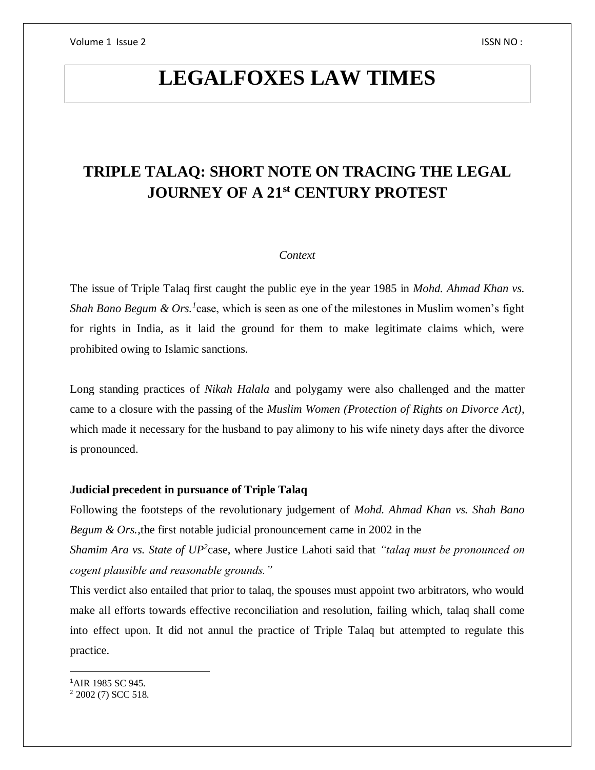# LEGALFOXES LAW TIMES

## TRIPLE TALAQ: SHORT NOTE ON TRACING THE LEGAL JOURNEY OF A 21st CENTURY PROTEST

*Context*

The issue of Triple Talaq first caught the public eye in the year 1985 in *Mohd. Ahmad Khan vs. Shah Bano Begum & Ors.*[1]case, which is seen as one of the milestones in Muslim women's fight for rights in India, as it laid the ground for them to make legitimate claims which, were prohibited owing to Islamic sanctions.

Long standing practices of *Nikah Halala* and polygamy were also challenged and the matter came to a closure with the passing of the *Muslim Women (Protection of Rights on Divorce Act)*, which made it necessary for the husband to pay alimony to his wife ninety days after the divorce is pronounced.

**Judicial precedent in pursuance of Triple Talaq**

Following the footsteps of the revolutionary judgement of *Mohd. Ahmad Khan vs. Shah Bano Begum & Ors.*,the first notable judicial pronouncement came in 2002 in the *Shamim Ara vs. State of UP*[2]case, where Justice Lahoti said that *"talaq must be pronounced on cogent plausible and reasonable grounds."*

This verdict also entailed that prior to talaq, the spouses must appoint two arbitrators, who would make all efforts towards effective reconciliation and resolution, failing which, talaq shall come into effect upon. It did not annul the practice of Triple Talaq but attempted to regulate this practice.

---

[1]AIR 1985 SC 945.

[2] 2002 (7) SCC 518.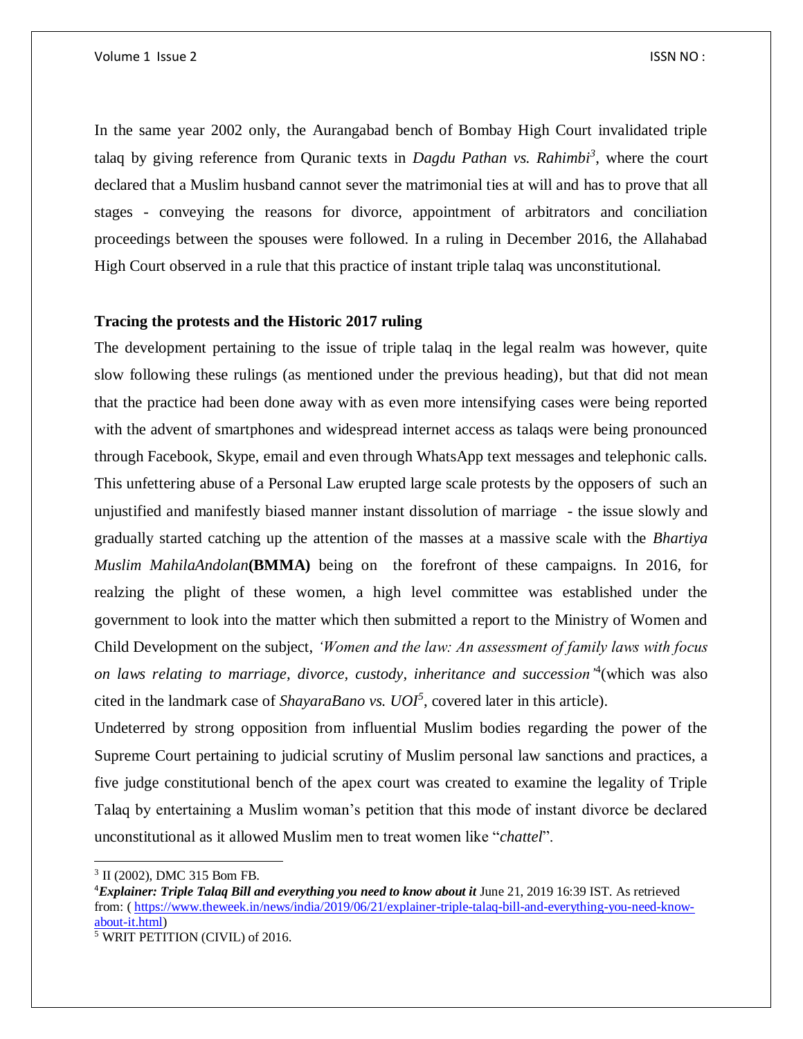In the same year 2002 only, the Aurangabad bench of Bombay High Court invalidated triple talaq by giving reference from Quranic texts in *Dagdu Pathan vs. Rahimbi*[3], where the court declared that a Muslim husband cannot sever the matrimonial ties at will and has to prove that all stages - conveying the reasons for divorce, appointment of arbitrators and conciliation proceedings between the spouses were followed. In a ruling in December 2016, the Allahabad High Court observed in a rule that this practice of instant triple talaq was unconstitutional.

**Tracing the protests and the Historic 2017 ruling**

The development pertaining to the issue of triple talaq in the legal realm was however, quite slow following these rulings (as mentioned under the previous heading), but that did not mean that the practice had been done away with as even more intensifying cases were being reported with the advent of smartphones and widespread internet access as talaqs were being pronounced through Facebook, Skype, email and even through WhatsApp text messages and telephonic calls. This unfettering abuse of a Personal Law erupted large scale protests by the opposers of such an unjustified and manifestly biased manner instant dissolution of marriage - the issue slowly and gradually started catching up the attention of the masses at a massive scale with the *Bhartiya Muslim MahilaAndolan***(BMMA)** being on the forefront of these campaigns. In 2016, for realzing the plight of these women, a high level committee was established under the government to look into the matter which then submitted a report to the Ministry of Women and Child Development on the subject, *'Women and the law: An assessment of family laws with focus on laws relating to marriage, divorce, custody, inheritance and succession'*[4](which was also cited in the landmark case of *ShayaraBano vs. UOI*[5], covered later in this article).

Undeterred by strong opposition from influential Muslim bodies regarding the power of the Supreme Court pertaining to judicial scrutiny of Muslim personal law sanctions and practices, a five judge constitutional bench of the apex court was created to examine the legality of Triple Talaq by entertaining a Muslim woman's petition that this mode of instant divorce be declared unconstitutional as it allowed Muslim men to treat women like "*chattel*".

---

[3] II (2002), DMC 315 Bom FB.

[4] ***Explainer: Triple Talaq Bill and everything you need to know about it*** June 21, 2019 16:39 IST. As retrieved from: ( https://www.theweek.in/news/india/2019/06/21/explainer-triple-talaq-bill-and-everything-you-need-know-about-it.html)

[5] WRIT PETITION (CIVIL) of 2016.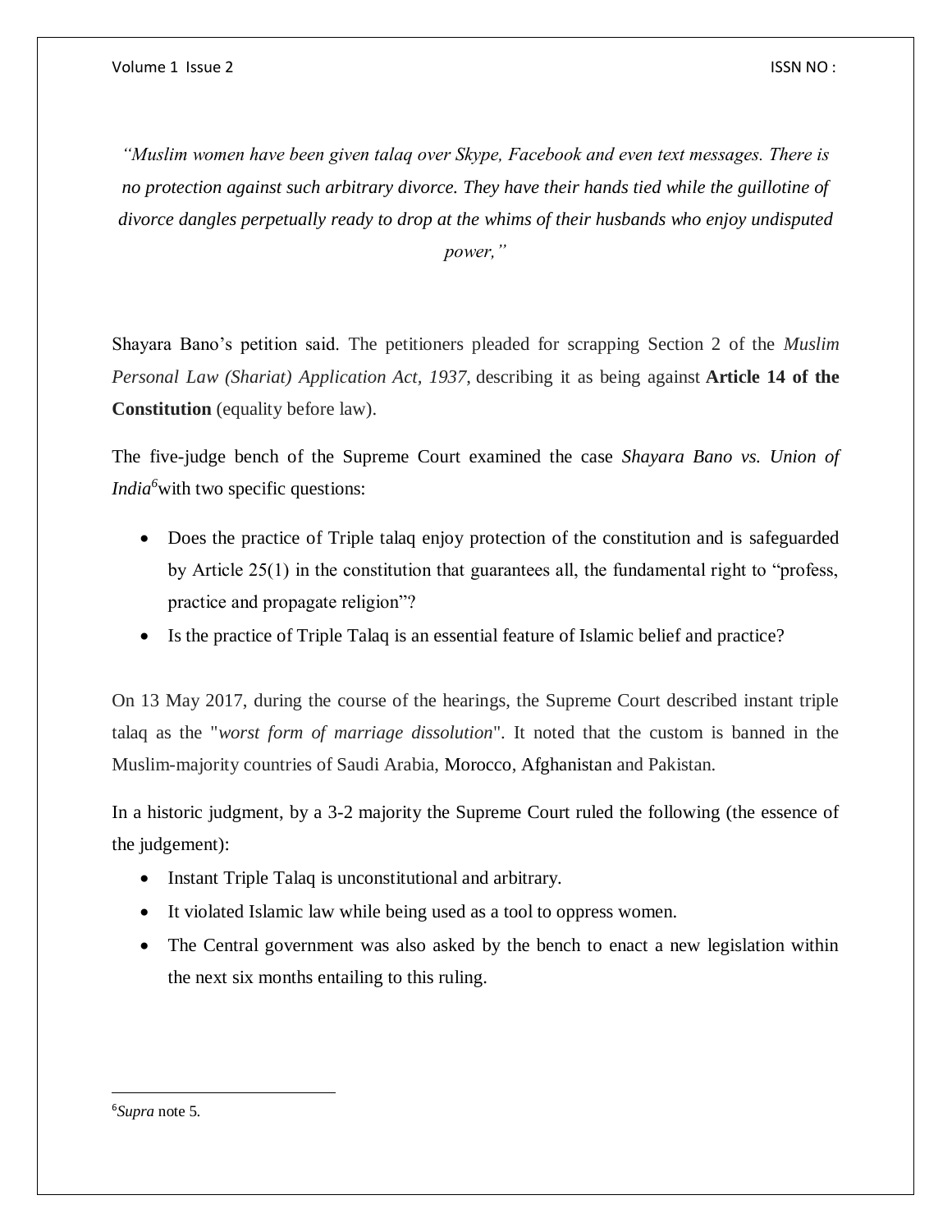*"Muslim women have been given talaq over Skype, Facebook and even text messages. There is no protection against such arbitrary divorce. They have their hands tied while the guillotine of divorce dangles perpetually ready to drop at the whims of their husbands who enjoy undisputed power,"*

Shayara Bano's petition said. The petitioners pleaded for scrapping Section 2 of the *Muslim Personal Law (Shariat) Application Act, 1937*, describing it as being against **Article 14 of the Constitution** (equality before law).

The five-judge bench of the Supreme Court examined the case *Shayara Bano vs. Union of India*[6] with two specific questions:

- Does the practice of Triple talaq enjoy protection of the constitution and is safeguarded by Article 25(1) in the constitution that guarantees all, the fundamental right to "profess, practice and propagate religion"?
- Is the practice of Triple Talaq is an essential feature of Islamic belief and practice?

On 13 May 2017, during the course of the hearings, the Supreme Court described instant triple talaq as the "*worst form of marriage dissolution*". It noted that the custom is banned in the Muslim-majority countries of Saudi Arabia, Morocco, Afghanistan and Pakistan.

In a historic judgment, by a 3-2 majority the Supreme Court ruled the following (the essence of the judgement):

- Instant Triple Talaq is unconstitutional and arbitrary.
- It violated Islamic law while being used as a tool to oppress women.
- The Central government was also asked by the bench to enact a new legislation within the next six months entailing to this ruling.

---

[6] *Supra* note 5.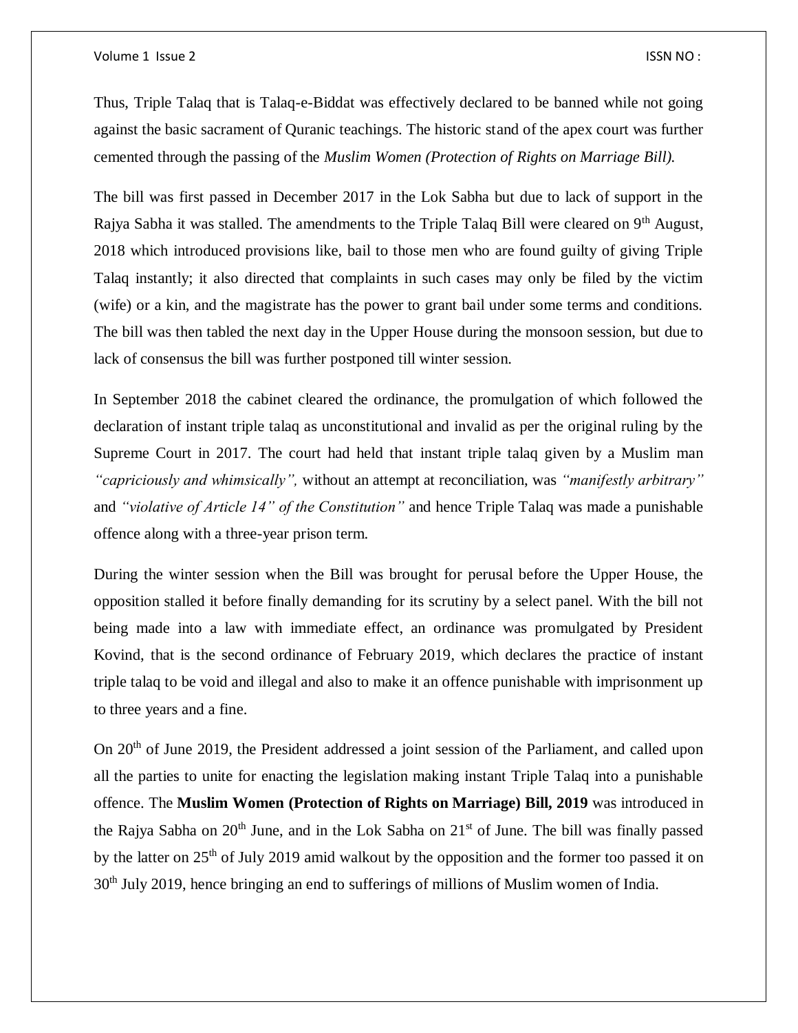Thus, Triple Talaq that is Talaq-e-Biddat was effectively declared to be banned while not going against the basic sacrament of Quranic teachings. The historic stand of the apex court was further cemented through the passing of the *Muslim Women (Protection of Rights on Marriage Bill).*

The bill was first passed in December 2017 in the Lok Sabha but due to lack of support in the Rajya Sabha it was stalled. The amendments to the Triple Talaq Bill were cleared on 9th August, 2018 which introduced provisions like, bail to those men who are found guilty of giving Triple Talaq instantly; it also directed that complaints in such cases may only be filed by the victim (wife) or a kin, and the magistrate has the power to grant bail under some terms and conditions. The bill was then tabled the next day in the Upper House during the monsoon session, but due to lack of consensus the bill was further postponed till winter session.

In September 2018 the cabinet cleared the ordinance, the promulgation of which followed the declaration of instant triple talaq as unconstitutional and invalid as per the original ruling by the Supreme Court in 2017. The court had held that instant triple talaq given by a Muslim man *"capriciously and whimsically",* without an attempt at reconciliation, was *"manifestly arbitrary"* and *"violative of Article 14" of the Constitution"* and hence Triple Talaq was made a punishable offence along with a three-year prison term.

During the winter session when the Bill was brought for perusal before the Upper House, the opposition stalled it before finally demanding for its scrutiny by a select panel. With the bill not being made into a law with immediate effect, an ordinance was promulgated by President Kovind, that is the second ordinance of February 2019, which declares the practice of instant triple talaq to be void and illegal and also to make it an offence punishable with imprisonment up to three years and a fine.

On 20th of June 2019, the President addressed a joint session of the Parliament, and called upon all the parties to unite for enacting the legislation making instant Triple Talaq into a punishable offence. The **Muslim Women (Protection of Rights on Marriage) Bill, 2019** was introduced in the Rajya Sabha on 20th June, and in the Lok Sabha on 21st of June. The bill was finally passed by the latter on 25th of July 2019 amid walkout by the opposition and the former too passed it on 30th July 2019, hence bringing an end to sufferings of millions of Muslim women of India.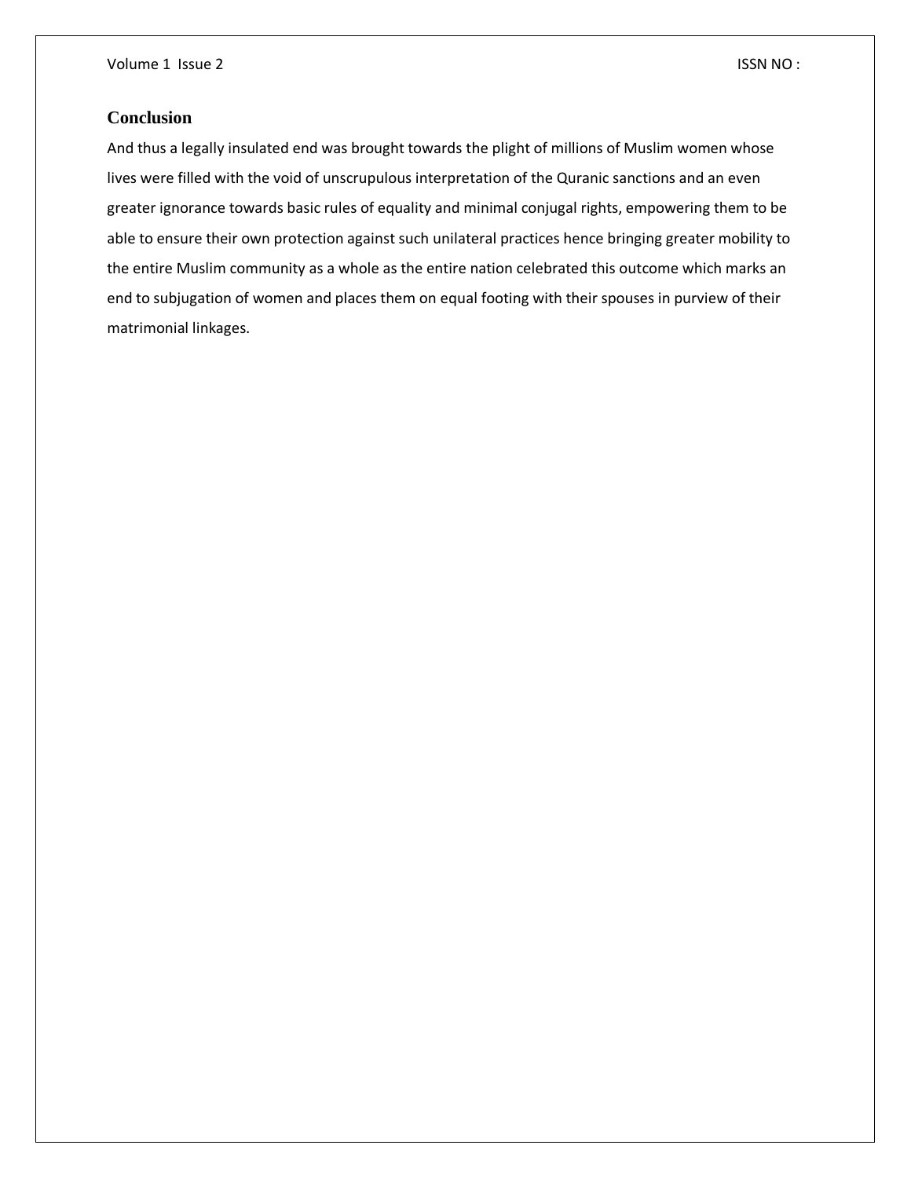## Conclusion

And thus a legally insulated end was brought towards the plight of millions of Muslim women whose lives were filled with the void of unscrupulous interpretation of the Quranic sanctions and an even greater ignorance towards basic rules of equality and minimal conjugal rights, empowering them to be able to ensure their own protection against such unilateral practices hence bringing greater mobility to the entire Muslim community as a whole as the entire nation celebrated this outcome which marks an end to subjugation of women and places them on equal footing with their spouses in purview of their matrimonial linkages.